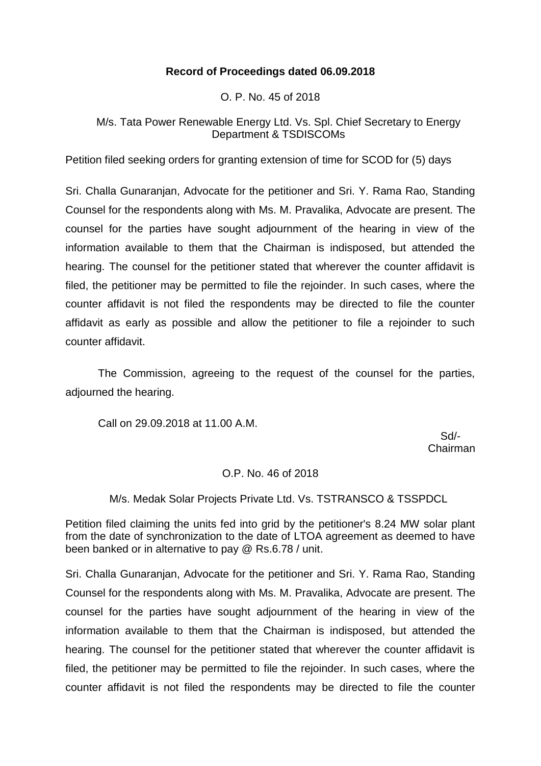**Record of Proceedings dated 06.09.2018**

O. P. No. 45 of 2018

M/s. Tata Power Renewable Energy Ltd. Vs. Spl. Chief Secretary to Energy Department & TSDISCOMs

Petition filed seeking orders for granting extension of time for SCOD for (5) days

Sri. Challa Gunaranjan, Advocate for the petitioner and Sri. Y. Rama Rao, Standing Counsel for the respondents along with Ms. M. Pravalika, Advocate are present. The counsel for the parties have sought adjournment of the hearing in view of the information available to them that the Chairman is indisposed, but attended the hearing. The counsel for the petitioner stated that wherever the counter affidavit is filed, the petitioner may be permitted to file the rejoinder. In such cases, where the counter affidavit is not filed the respondents may be directed to file the counter affidavit as early as possible and allow the petitioner to file a rejoinder to such counter affidavit.

The Commission, agreeing to the request of the counsel for the parties, adjourned the hearing.

Call on 29.09.2018 at 11.00 A.M.

Sd/-
Chairman

O.P. No. 46 of 2018

M/s. Medak Solar Projects Private Ltd. Vs. TSTRANSCO & TSSPDCL

Petition filed claiming the units fed into grid by the petitioner's 8.24 MW solar plant from the date of synchronization to the date of LTOA agreement as deemed to have been banked or in alternative to pay @ Rs.6.78 / unit.

Sri. Challa Gunaranjan, Advocate for the petitioner and Sri. Y. Rama Rao, Standing Counsel for the respondents along with Ms. M. Pravalika, Advocate are present. The counsel for the parties have sought adjournment of the hearing in view of the information available to them that the Chairman is indisposed, but attended the hearing. The counsel for the petitioner stated that wherever the counter affidavit is filed, the petitioner may be permitted to file the rejoinder. In such cases, where the counter affidavit is not filed the respondents may be directed to file the counter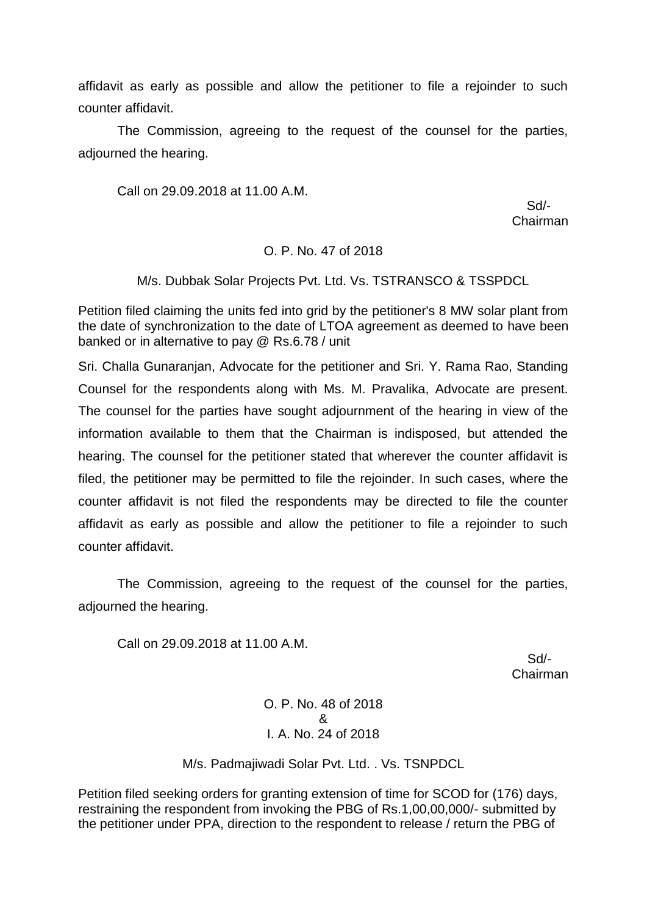affidavit as early as possible and allow the petitioner to file a rejoinder to such counter affidavit.

The Commission, agreeing to the request of the counsel for the parties, adjourned the hearing.

Call on 29.09.2018 at 11.00 A.M.

Sd/-
Chairman

O. P. No. 47 of 2018

M/s. Dubbak Solar Projects Pvt. Ltd. Vs. TSTRANSCO & TSSPDCL

Petition filed claiming the units fed into grid by the petitioner's 8 MW solar plant from the date of synchronization to the date of LTOA agreement as deemed to have been banked or in alternative to pay @ Rs.6.78 / unit

Sri. Challa Gunaranjan, Advocate for the petitioner and Sri. Y. Rama Rao, Standing Counsel for the respondents along with Ms. M. Pravalika, Advocate are present. The counsel for the parties have sought adjournment of the hearing in view of the information available to them that the Chairman is indisposed, but attended the hearing. The counsel for the petitioner stated that wherever the counter affidavit is filed, the petitioner may be permitted to file the rejoinder. In such cases, where the counter affidavit is not filed the respondents may be directed to file the counter affidavit as early as possible and allow the petitioner to file a rejoinder to such counter affidavit.

The Commission, agreeing to the request of the counsel for the parties, adjourned the hearing.

Call on 29.09.2018 at 11.00 A.M.

Sd/-
Chairman

O. P. No. 48 of 2018
&
I. A. No. 24 of 2018

M/s. Padmajiwadi Solar Pvt. Ltd. . Vs. TSNPDCL

Petition filed seeking orders for granting extension of time for SCOD for (176) days, restraining the respondent from invoking the PBG of Rs.1,00,00,000/- submitted by the petitioner under PPA, direction to the respondent to release / return the PBG of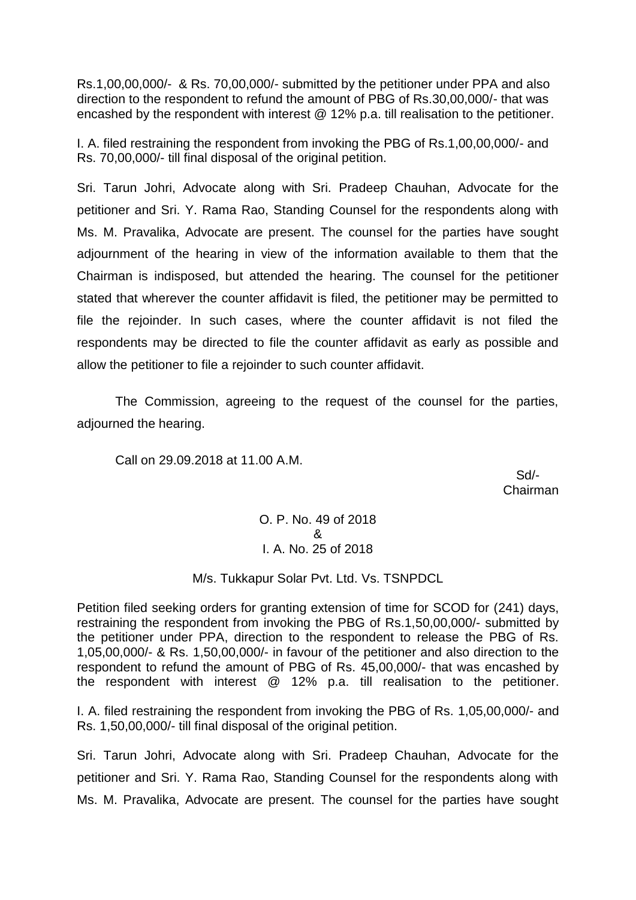Rs.1,00,00,000/- & Rs. 70,00,000/- submitted by the petitioner under PPA and also direction to the respondent to refund the amount of PBG of Rs.30,00,000/- that was encashed by the respondent with interest @ 12% p.a. till realisation to the petitioner.

I. A. filed restraining the respondent from invoking the PBG of Rs.1,00,00,000/- and Rs. 70,00,000/- till final disposal of the original petition.

Sri. Tarun Johri, Advocate along with Sri. Pradeep Chauhan, Advocate for the petitioner and Sri. Y. Rama Rao, Standing Counsel for the respondents along with Ms. M. Pravalika, Advocate are present. The counsel for the parties have sought adjournment of the hearing in view of the information available to them that the Chairman is indisposed, but attended the hearing. The counsel for the petitioner stated that wherever the counter affidavit is filed, the petitioner may be permitted to file the rejoinder. In such cases, where the counter affidavit is not filed the respondents may be directed to file the counter affidavit as early as possible and allow the petitioner to file a rejoinder to such counter affidavit.

The Commission, agreeing to the request of the counsel for the parties, adjourned the hearing.

Call on 29.09.2018 at 11.00 A.M.

Sd/-
Chairman

O. P. No. 49 of 2018
&
I. A. No. 25 of 2018

M/s. Tukkapur Solar Pvt. Ltd. Vs. TSNPDCL

Petition filed seeking orders for granting extension of time for SCOD for (241) days, restraining the respondent from invoking the PBG of Rs.1,50,00,000/- submitted by the petitioner under PPA, direction to the respondent to release the PBG of Rs. 1,05,00,000/- & Rs. 1,50,00,000/- in favour of the petitioner and also direction to the respondent to refund the amount of PBG of Rs. 45,00,000/- that was encashed by the respondent with interest @ 12% p.a. till realisation to the petitioner.

I. A. filed restraining the respondent from invoking the PBG of Rs. 1,05,00,000/- and Rs. 1,50,00,000/- till final disposal of the original petition.

Sri. Tarun Johri, Advocate along with Sri. Pradeep Chauhan, Advocate for the petitioner and Sri. Y. Rama Rao, Standing Counsel for the respondents along with Ms. M. Pravalika, Advocate are present. The counsel for the parties have sought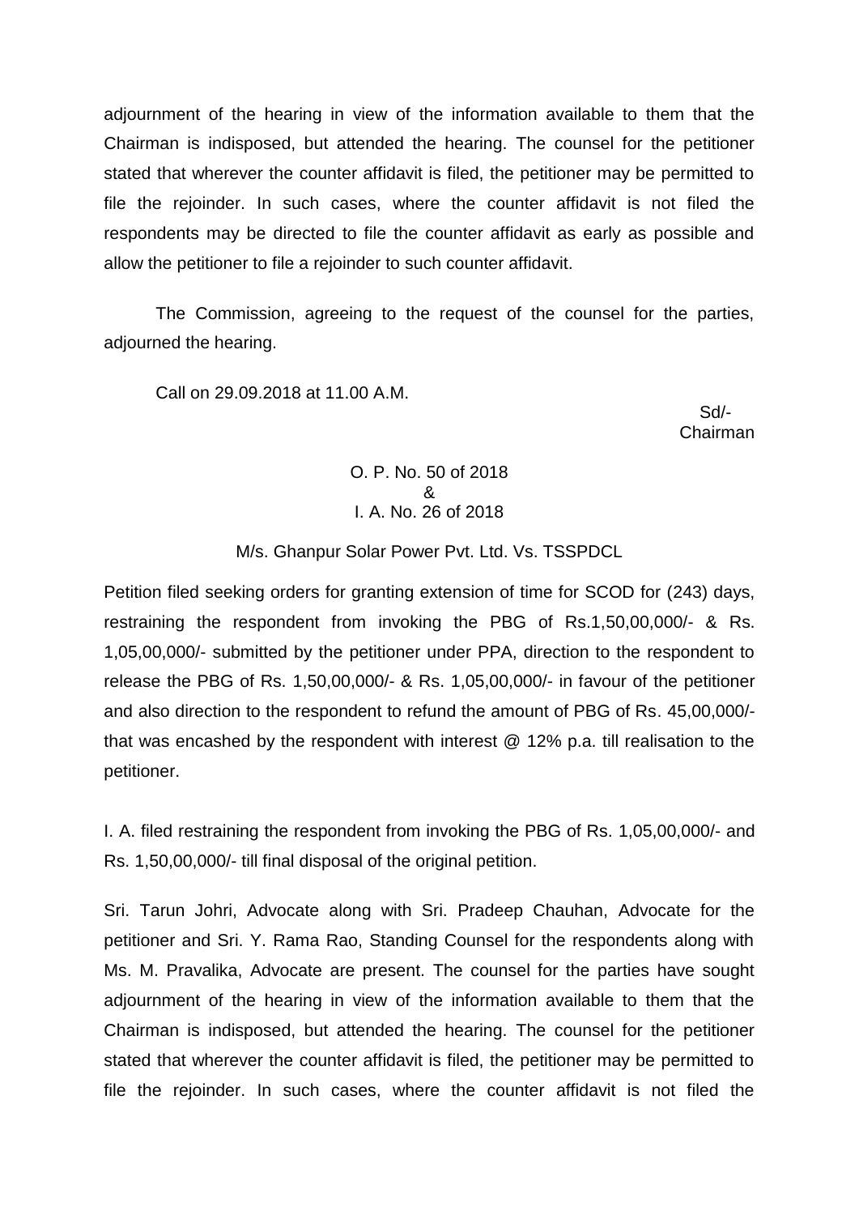adjournment of the hearing in view of the information available to them that the Chairman is indisposed, but attended the hearing. The counsel for the petitioner stated that wherever the counter affidavit is filed, the petitioner may be permitted to file the rejoinder. In such cases, where the counter affidavit is not filed the respondents may be directed to file the counter affidavit as early as possible and allow the petitioner to file a rejoinder to such counter affidavit.

The Commission, agreeing to the request of the counsel for the parties, adjourned the hearing.

Call on 29.09.2018 at 11.00 A.M.

Sd/-
Chairman

O. P. No. 50 of 2018
&
I. A. No. 26 of 2018

M/s. Ghanpur Solar Power Pvt. Ltd. Vs. TSSPDCL

Petition filed seeking orders for granting extension of time for SCOD for (243) days, restraining the respondent from invoking the PBG of Rs.1,50,00,000/- & Rs. 1,05,00,000/- submitted by the petitioner under PPA, direction to the respondent to release the PBG of Rs. 1,50,00,000/- & Rs. 1,05,00,000/- in favour of the petitioner and also direction to the respondent to refund the amount of PBG of Rs. 45,00,000/- that was encashed by the respondent with interest @ 12% p.a. till realisation to the petitioner.

I. A. filed restraining the respondent from invoking the PBG of Rs. 1,05,00,000/- and Rs. 1,50,00,000/- till final disposal of the original petition.

Sri. Tarun Johri, Advocate along with Sri. Pradeep Chauhan, Advocate for the petitioner and Sri. Y. Rama Rao, Standing Counsel for the respondents along with Ms. M. Pravalika, Advocate are present. The counsel for the parties have sought adjournment of the hearing in view of the information available to them that the Chairman is indisposed, but attended the hearing. The counsel for the petitioner stated that wherever the counter affidavit is filed, the petitioner may be permitted to file the rejoinder. In such cases, where the counter affidavit is not filed the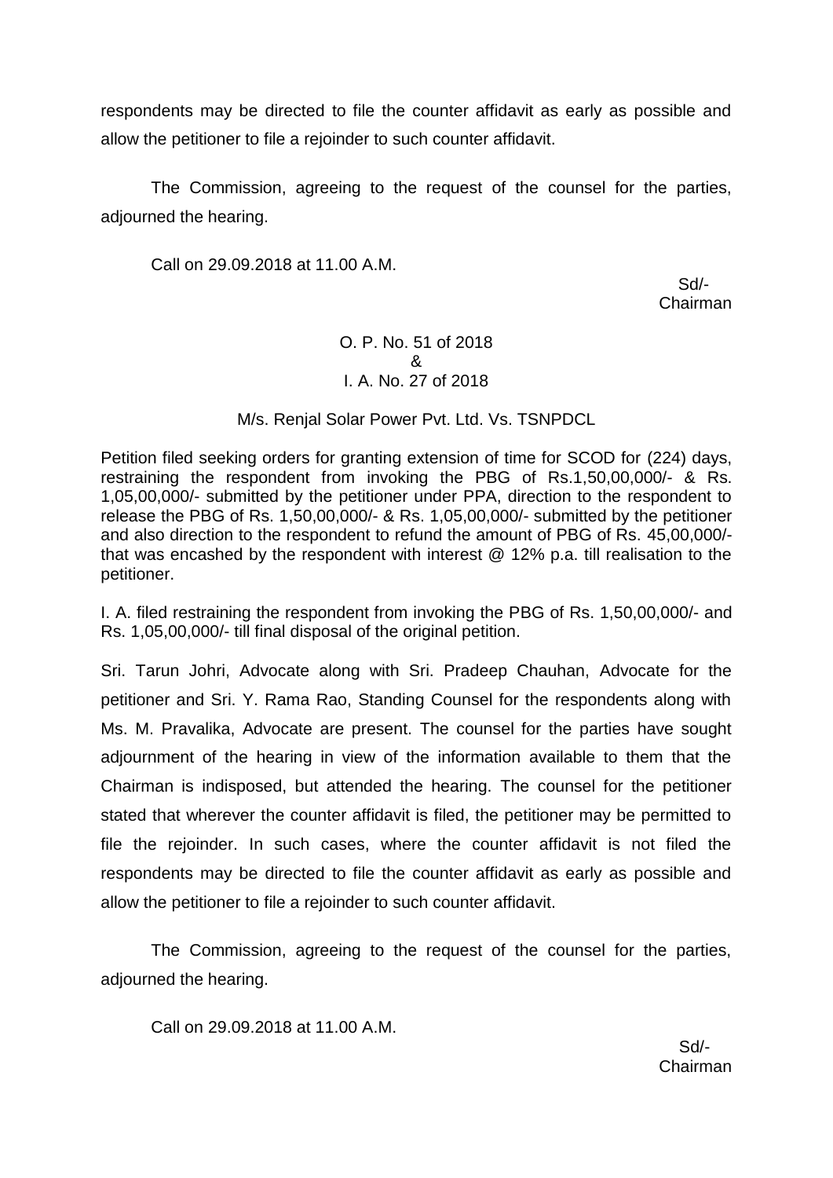respondents may be directed to file the counter affidavit as early as possible and allow the petitioner to file a rejoinder to such counter affidavit.

The Commission, agreeing to the request of the counsel for the parties, adjourned the hearing.

Call on 29.09.2018 at 11.00 A.M.

Sd/-
Chairman

O. P. No. 51 of 2018
&
I. A. No. 27 of 2018

M/s. Renjal Solar Power Pvt. Ltd. Vs. TSNPDCL

Petition filed seeking orders for granting extension of time for SCOD for (224) days, restraining the respondent from invoking the PBG of Rs.1,50,00,000/- & Rs. 1,05,00,000/- submitted by the petitioner under PPA, direction to the respondent to release the PBG of Rs. 1,50,00,000/- & Rs. 1,05,00,000/- submitted by the petitioner and also direction to the respondent to refund the amount of PBG of Rs. 45,00,000/- that was encashed by the respondent with interest @ 12% p.a. till realisation to the petitioner.

I. A. filed restraining the respondent from invoking the PBG of Rs. 1,50,00,000/- and Rs. 1,05,00,000/- till final disposal of the original petition.

Sri. Tarun Johri, Advocate along with Sri. Pradeep Chauhan, Advocate for the petitioner and Sri. Y. Rama Rao, Standing Counsel for the respondents along with Ms. M. Pravalika, Advocate are present. The counsel for the parties have sought adjournment of the hearing in view of the information available to them that the Chairman is indisposed, but attended the hearing. The counsel for the petitioner stated that wherever the counter affidavit is filed, the petitioner may be permitted to file the rejoinder. In such cases, where the counter affidavit is not filed the respondents may be directed to file the counter affidavit as early as possible and allow the petitioner to file a rejoinder to such counter affidavit.

The Commission, agreeing to the request of the counsel for the parties, adjourned the hearing.

Call on 29.09.2018 at 11.00 A.M.

Sd/-
Chairman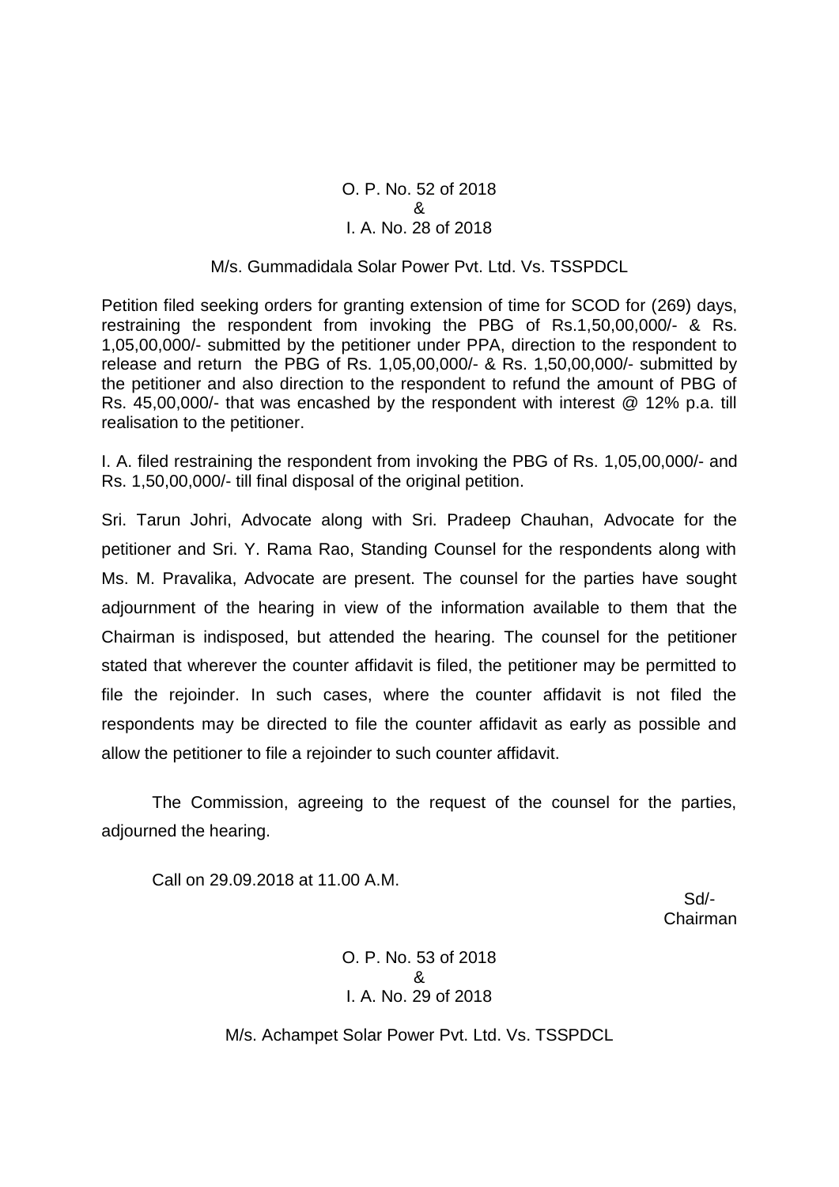O. P. No. 52 of 2018
&
I. A. No. 28 of 2018

M/s. Gummadidala Solar Power Pvt. Ltd. Vs. TSSPDCL

Petition filed seeking orders for granting extension of time for SCOD for (269) days, restraining the respondent from invoking the PBG of Rs.1,50,00,000/- & Rs. 1,05,00,000/- submitted by the petitioner under PPA, direction to the respondent to release and return the PBG of Rs. 1,05,00,000/- & Rs. 1,50,00,000/- submitted by the petitioner and also direction to the respondent to refund the amount of PBG of Rs. 45,00,000/- that was encashed by the respondent with interest @ 12% p.a. till realisation to the petitioner.

I. A. filed restraining the respondent from invoking the PBG of Rs. 1,05,00,000/- and Rs. 1,50,00,000/- till final disposal of the original petition.

Sri. Tarun Johri, Advocate along with Sri. Pradeep Chauhan, Advocate for the petitioner and Sri. Y. Rama Rao, Standing Counsel for the respondents along with Ms. M. Pravalika, Advocate are present. The counsel for the parties have sought adjournment of the hearing in view of the information available to them that the Chairman is indisposed, but attended the hearing. The counsel for the petitioner stated that wherever the counter affidavit is filed, the petitioner may be permitted to file the rejoinder. In such cases, where the counter affidavit is not filed the respondents may be directed to file the counter affidavit as early as possible and allow the petitioner to file a rejoinder to such counter affidavit.

The Commission, agreeing to the request of the counsel for the parties, adjourned the hearing.

Call on 29.09.2018 at 11.00 A.M.

Sd/-
Chairman

O. P. No. 53 of 2018
&
I. A. No. 29 of 2018

M/s. Achampet Solar Power Pvt. Ltd. Vs. TSSPDCL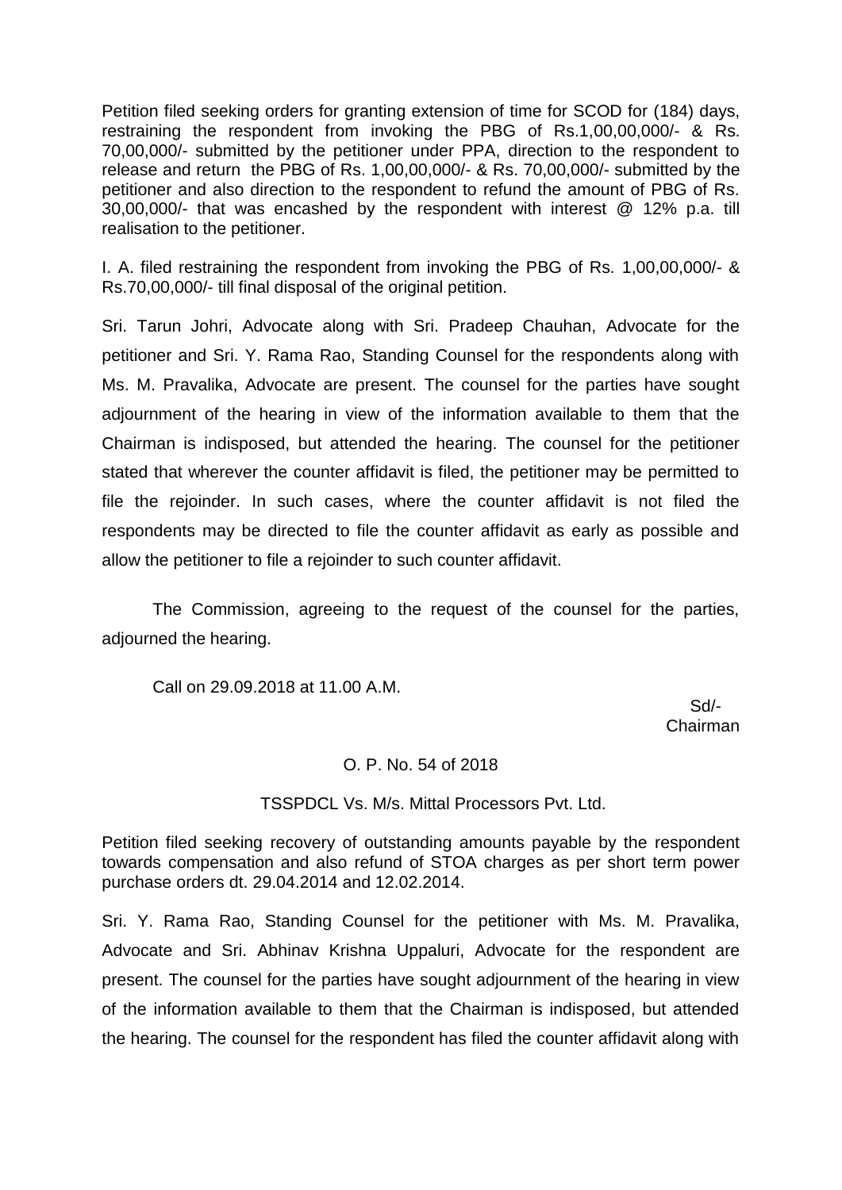Petition filed seeking orders for granting extension of time for SCOD for (184) days, restraining the respondent from invoking the PBG of Rs.1,00,00,000/- & Rs. 70,00,000/- submitted by the petitioner under PPA, direction to the respondent to release and return the PBG of Rs. 1,00,00,000/- & Rs. 70,00,000/- submitted by the petitioner and also direction to the respondent to refund the amount of PBG of Rs. 30,00,000/- that was encashed by the respondent with interest @ 12% p.a. till realisation to the petitioner.

I. A. filed restraining the respondent from invoking the PBG of Rs. 1,00,00,000/- & Rs.70,00,000/- till final disposal of the original petition.

Sri. Tarun Johri, Advocate along with Sri. Pradeep Chauhan, Advocate for the petitioner and Sri. Y. Rama Rao, Standing Counsel for the respondents along with Ms. M. Pravalika, Advocate are present. The counsel for the parties have sought adjournment of the hearing in view of the information available to them that the Chairman is indisposed, but attended the hearing. The counsel for the petitioner stated that wherever the counter affidavit is filed, the petitioner may be permitted to file the rejoinder. In such cases, where the counter affidavit is not filed the respondents may be directed to file the counter affidavit as early as possible and allow the petitioner to file a rejoinder to such counter affidavit.

The Commission, agreeing to the request of the counsel for the parties, adjourned the hearing.

Call on 29.09.2018 at 11.00 A.M.

Sd/-
Chairman

O. P. No. 54 of 2018

TSSPDCL Vs. M/s. Mittal Processors Pvt. Ltd.

Petition filed seeking recovery of outstanding amounts payable by the respondent towards compensation and also refund of STOA charges as per short term power purchase orders dt. 29.04.2014 and 12.02.2014.

Sri. Y. Rama Rao, Standing Counsel for the petitioner with Ms. M. Pravalika, Advocate and Sri. Abhinav Krishna Uppaluri, Advocate for the respondent are present. The counsel for the parties have sought adjournment of the hearing in view of the information available to them that the Chairman is indisposed, but attended the hearing. The counsel for the respondent has filed the counter affidavit along with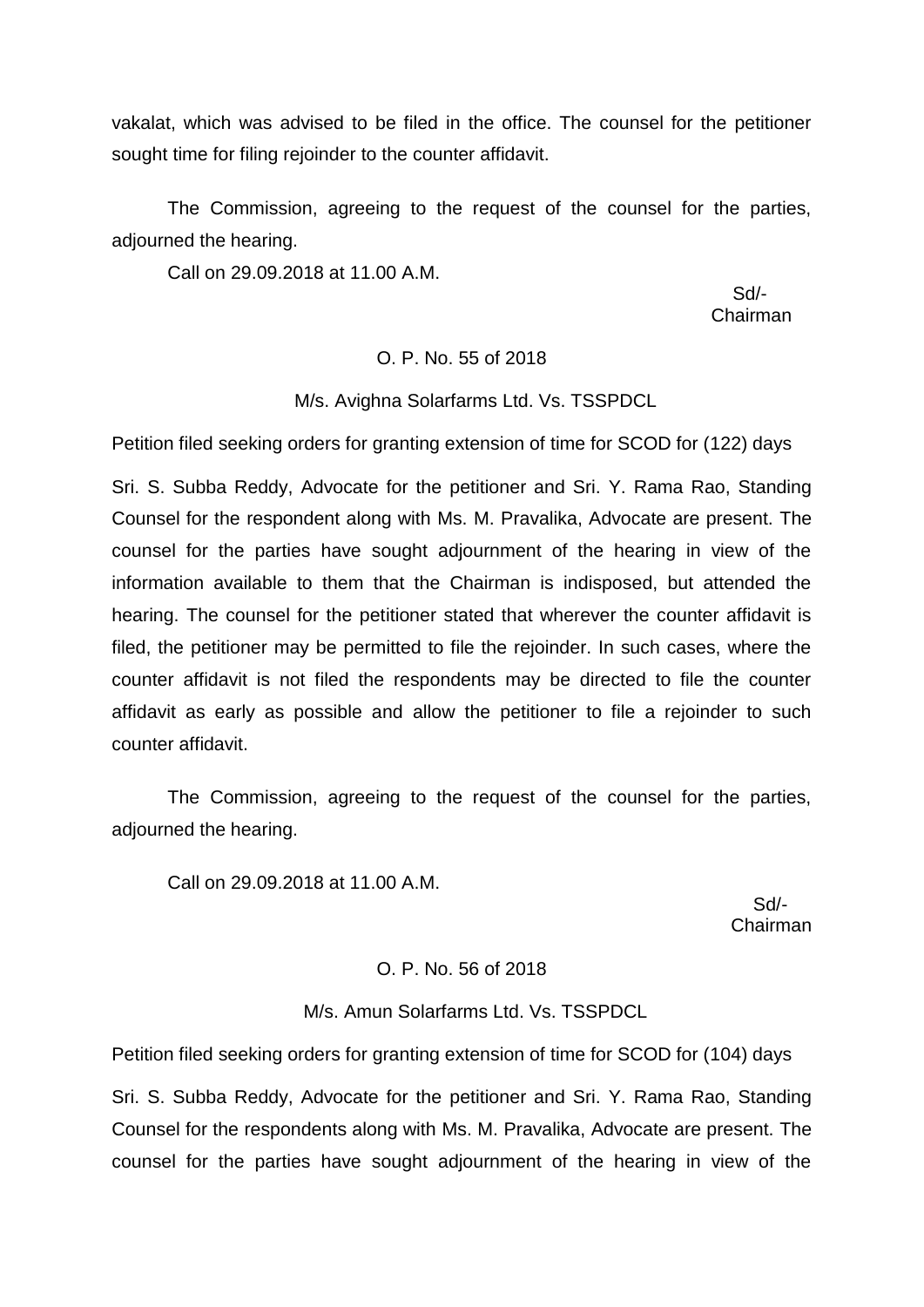vakalat, which was advised to be filed in the office. The counsel for the petitioner sought time for filing rejoinder to the counter affidavit.

The Commission, agreeing to the request of the counsel for the parties, adjourned the hearing.

Call on 29.09.2018 at 11.00 A.M.

Sd/-
Chairman

O. P. No. 55 of 2018

M/s. Avighna Solarfarms Ltd. Vs. TSSPDCL

Petition filed seeking orders for granting extension of time for SCOD for (122) days

Sri. S. Subba Reddy, Advocate for the petitioner and Sri. Y. Rama Rao, Standing Counsel for the respondent along with Ms. M. Pravalika, Advocate are present. The counsel for the parties have sought adjournment of the hearing in view of the information available to them that the Chairman is indisposed, but attended the hearing. The counsel for the petitioner stated that wherever the counter affidavit is filed, the petitioner may be permitted to file the rejoinder. In such cases, where the counter affidavit is not filed the respondents may be directed to file the counter affidavit as early as possible and allow the petitioner to file a rejoinder to such counter affidavit.

The Commission, agreeing to the request of the counsel for the parties, adjourned the hearing.

Call on 29.09.2018 at 11.00 A.M.

Sd/-
Chairman

O. P. No. 56 of 2018

M/s. Amun Solarfarms Ltd. Vs. TSSPDCL

Petition filed seeking orders for granting extension of time for SCOD for (104) days

Sri. S. Subba Reddy, Advocate for the petitioner and Sri. Y. Rama Rao, Standing Counsel for the respondents along with Ms. M. Pravalika, Advocate are present. The counsel for the parties have sought adjournment of the hearing in view of the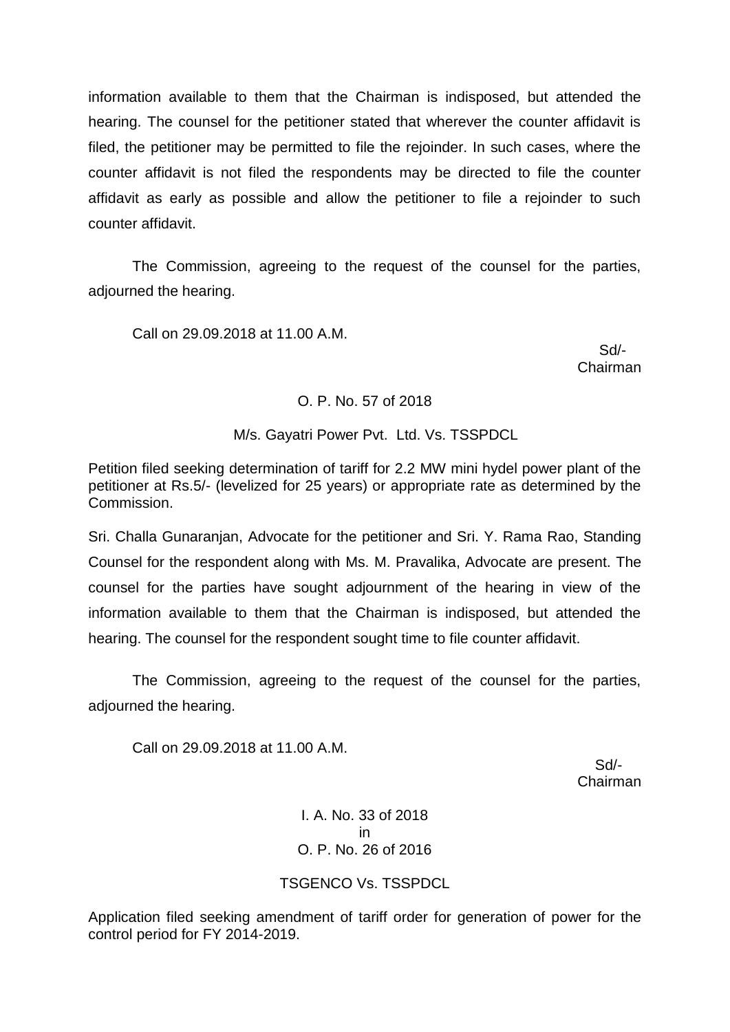information available to them that the Chairman is indisposed, but attended the hearing. The counsel for the petitioner stated that wherever the counter affidavit is filed, the petitioner may be permitted to file the rejoinder. In such cases, where the counter affidavit is not filed the respondents may be directed to file the counter affidavit as early as possible and allow the petitioner to file a rejoinder to such counter affidavit.

The Commission, agreeing to the request of the counsel for the parties, adjourned the hearing.

Call on 29.09.2018 at 11.00 A.M.

Sd/-
Chairman

O. P. No. 57 of 2018

M/s. Gayatri Power Pvt. Ltd. Vs. TSSPDCL

Petition filed seeking determination of tariff for 2.2 MW mini hydel power plant of the petitioner at Rs.5/- (levelized for 25 years) or appropriate rate as determined by the Commission.

Sri. Challa Gunaranjan, Advocate for the petitioner and Sri. Y. Rama Rao, Standing Counsel for the respondent along with Ms. M. Pravalika, Advocate are present. The counsel for the parties have sought adjournment of the hearing in view of the information available to them that the Chairman is indisposed, but attended the hearing. The counsel for the respondent sought time to file counter affidavit.

The Commission, agreeing to the request of the counsel for the parties, adjourned the hearing.

Call on 29.09.2018 at 11.00 A.M.

Sd/-
Chairman

I. A. No. 33 of 2018
in
O. P. No. 26 of 2016

TSGENCO Vs. TSSPDCL

Application filed seeking amendment of tariff order for generation of power for the control period for FY 2014-2019.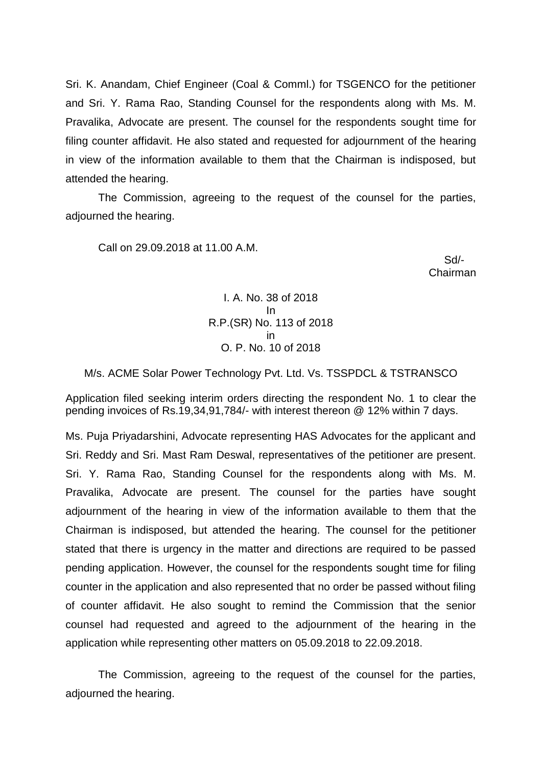Sri. K. Anandam, Chief Engineer (Coal & Comml.) for TSGENCO for the petitioner and Sri. Y. Rama Rao, Standing Counsel for the respondents along with Ms. M. Pravalika, Advocate are present. The counsel for the respondents sought time for filing counter affidavit. He also stated and requested for adjournment of the hearing in view of the information available to them that the Chairman is indisposed, but attended the hearing.

The Commission, agreeing to the request of the counsel for the parties, adjourned the hearing.

Call on 29.09.2018 at 11.00 A.M.

Sd/-
Chairman

I. A. No. 38 of 2018
In
R.P.(SR) No. 113 of 2018
in
O. P. No. 10 of 2018

M/s. ACME Solar Power Technology Pvt. Ltd. Vs. TSSPDCL & TSTRANSCO

Application filed seeking interim orders directing the respondent No. 1 to clear the pending invoices of Rs.19,34,91,784/- with interest thereon @ 12% within 7 days.

Ms. Puja Priyadarshini, Advocate representing HAS Advocates for the applicant and Sri. Reddy and Sri. Mast Ram Deswal, representatives of the petitioner are present. Sri. Y. Rama Rao, Standing Counsel for the respondents along with Ms. M. Pravalika, Advocate are present. The counsel for the parties have sought adjournment of the hearing in view of the information available to them that the Chairman is indisposed, but attended the hearing. The counsel for the petitioner stated that there is urgency in the matter and directions are required to be passed pending application. However, the counsel for the respondents sought time for filing counter in the application and also represented that no order be passed without filing of counter affidavit. He also sought to remind the Commission that the senior counsel had requested and agreed to the adjournment of the hearing in the application while representing other matters on 05.09.2018 to 22.09.2018.

The Commission, agreeing to the request of the counsel for the parties, adjourned the hearing.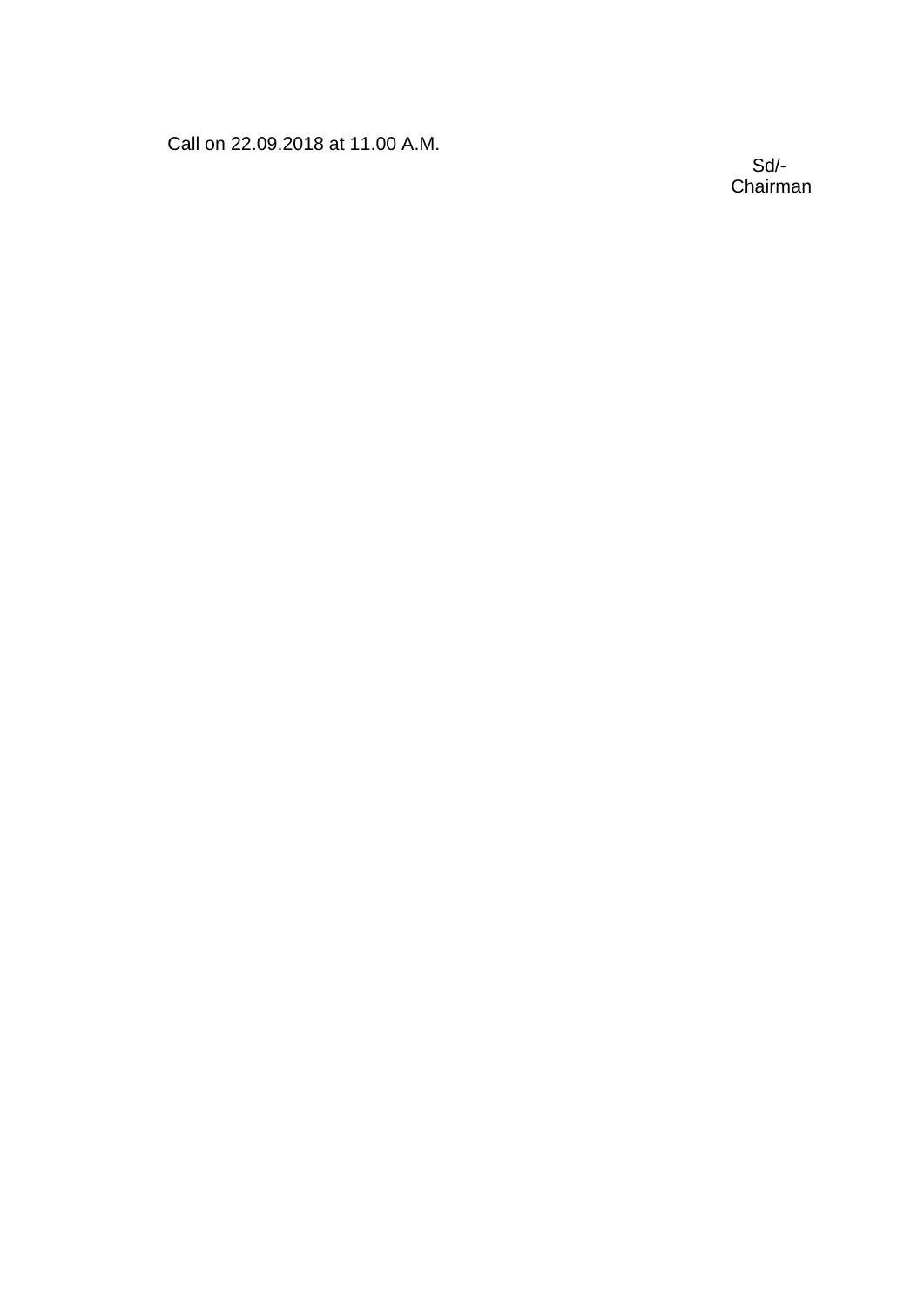Call on 22.09.2018 at 11.00 A.M.

Sd/-
Chairman